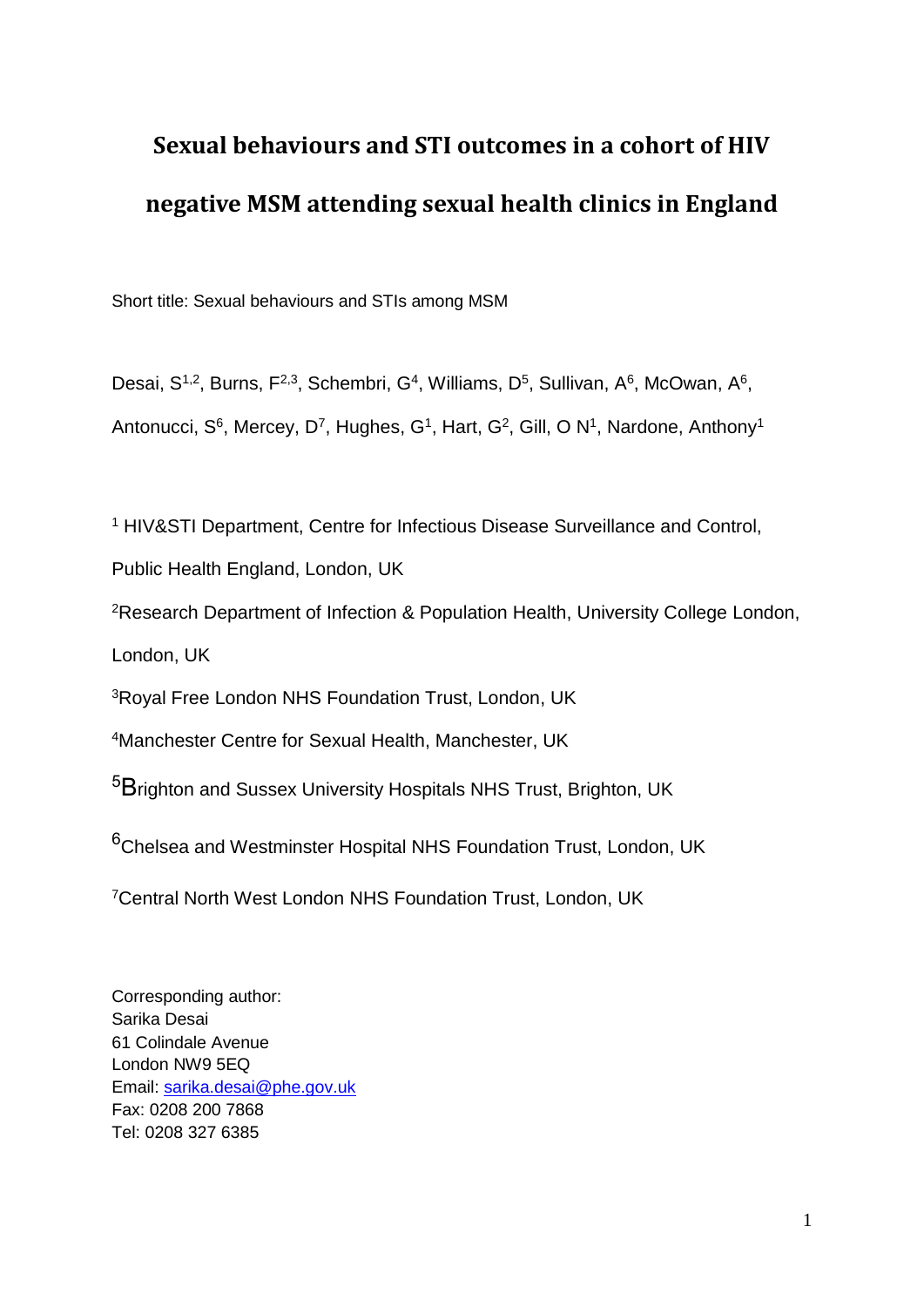# Sexual behaviours and STI outcomes in a cohort of HIV negative MSM attending sexual health clinics in England

Short title: Sexual behaviours and STIs among MSM

Desai, S[1,2], Burns, F[2,3], Schembri, G[4], Williams, D[5], Sullivan, A[6], McOwan, A[6], Antonucci, S[6], Mercey, D[7], Hughes, G[1], Hart, G[2], Gill, O N[1], Nardone, Anthony[1]

[1] HIV&STI Department, Centre for Infectious Disease Surveillance and Control, Public Health England, London, UK

[2] Research Department of Infection & Population Health, University College London, London, UK

[3] Royal Free London NHS Foundation Trust, London, UK

[4] Manchester Centre for Sexual Health, Manchester, UK

[5] Brighton and Sussex University Hospitals NHS Trust, Brighton, UK

[6] Chelsea and Westminster Hospital NHS Foundation Trust, London, UK

[7] Central North West London NHS Foundation Trust, London, UK

Corresponding author:
Sarika Desai
61 Colindale Avenue
London NW9 5EQ
Email: sarika.desai@phe.gov.uk
Fax: 0208 200 7868
Tel: 0208 327 6385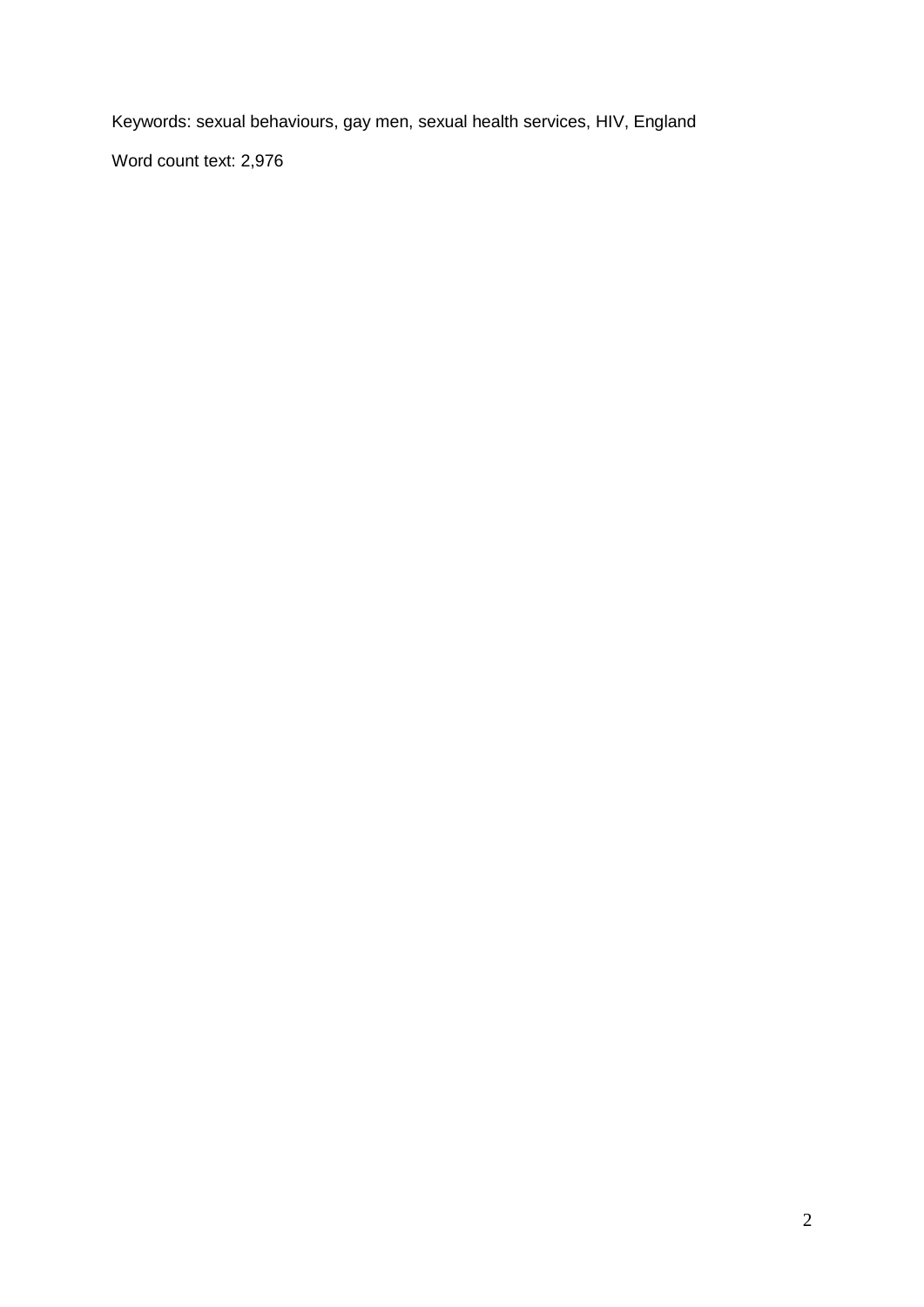Keywords: sexual behaviours, gay men, sexual health services, HIV, England

Word count text: 2,976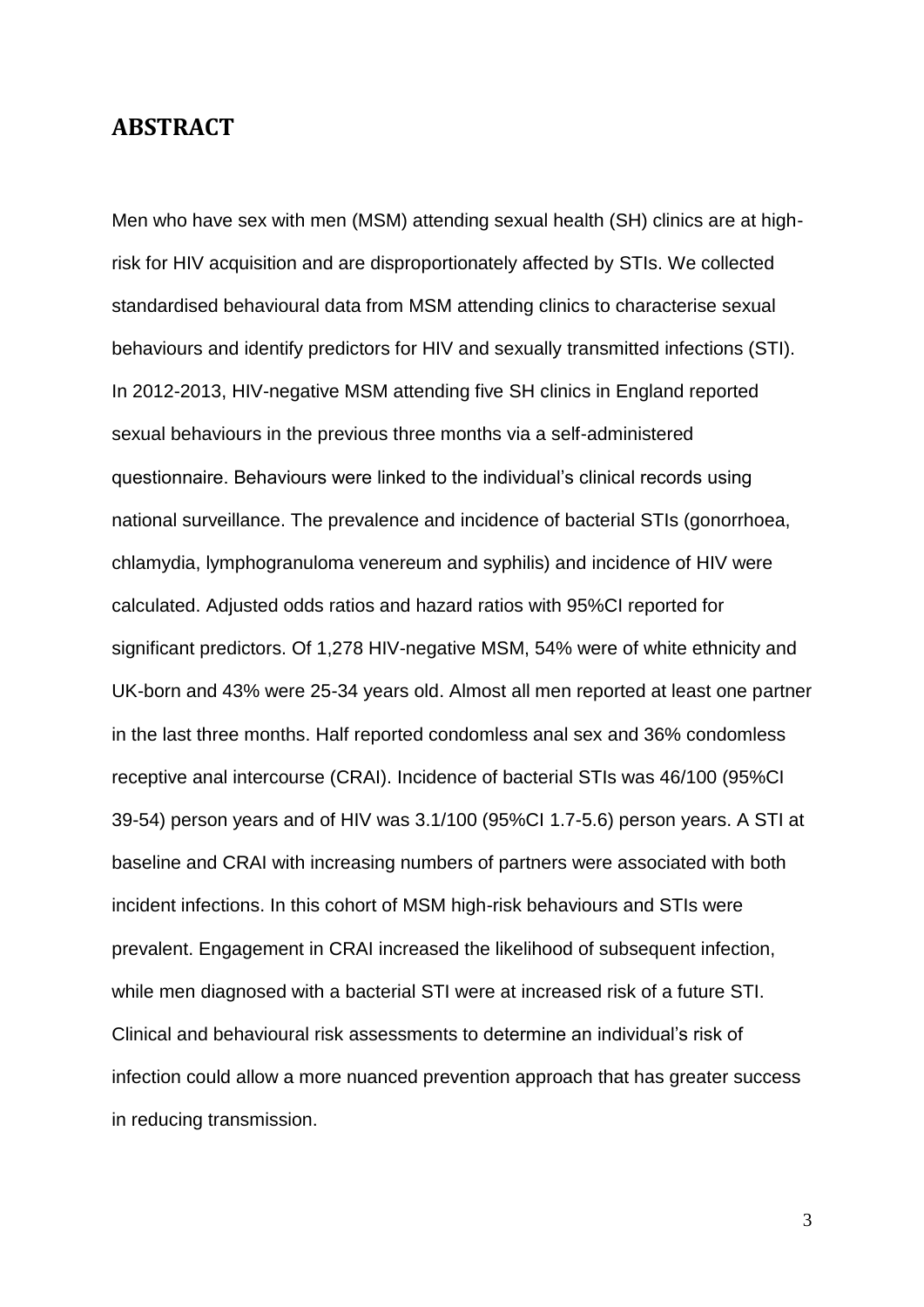## ABSTRACT

Men who have sex with men (MSM) attending sexual health (SH) clinics are at high-risk for HIV acquisition and are disproportionately affected by STIs. We collected standardised behavioural data from MSM attending clinics to characterise sexual behaviours and identify predictors for HIV and sexually transmitted infections (STI). In 2012-2013, HIV-negative MSM attending five SH clinics in England reported sexual behaviours in the previous three months via a self-administered questionnaire. Behaviours were linked to the individual's clinical records using national surveillance. The prevalence and incidence of bacterial STIs (gonorrhoea, chlamydia, lymphogranuloma venereum and syphilis) and incidence of HIV were calculated. Adjusted odds ratios and hazard ratios with 95%CI reported for significant predictors. Of 1,278 HIV-negative MSM, 54% were of white ethnicity and UK-born and 43% were 25-34 years old. Almost all men reported at least one partner in the last three months. Half reported condomless anal sex and 36% condomless receptive anal intercourse (CRAI). Incidence of bacterial STIs was 46/100 (95%CI 39-54) person years and of HIV was 3.1/100 (95%CI 1.7-5.6) person years. A STI at baseline and CRAI with increasing numbers of partners were associated with both incident infections. In this cohort of MSM high-risk behaviours and STIs were prevalent. Engagement in CRAI increased the likelihood of subsequent infection, while men diagnosed with a bacterial STI were at increased risk of a future STI. Clinical and behavioural risk assessments to determine an individual's risk of infection could allow a more nuanced prevention approach that has greater success in reducing transmission.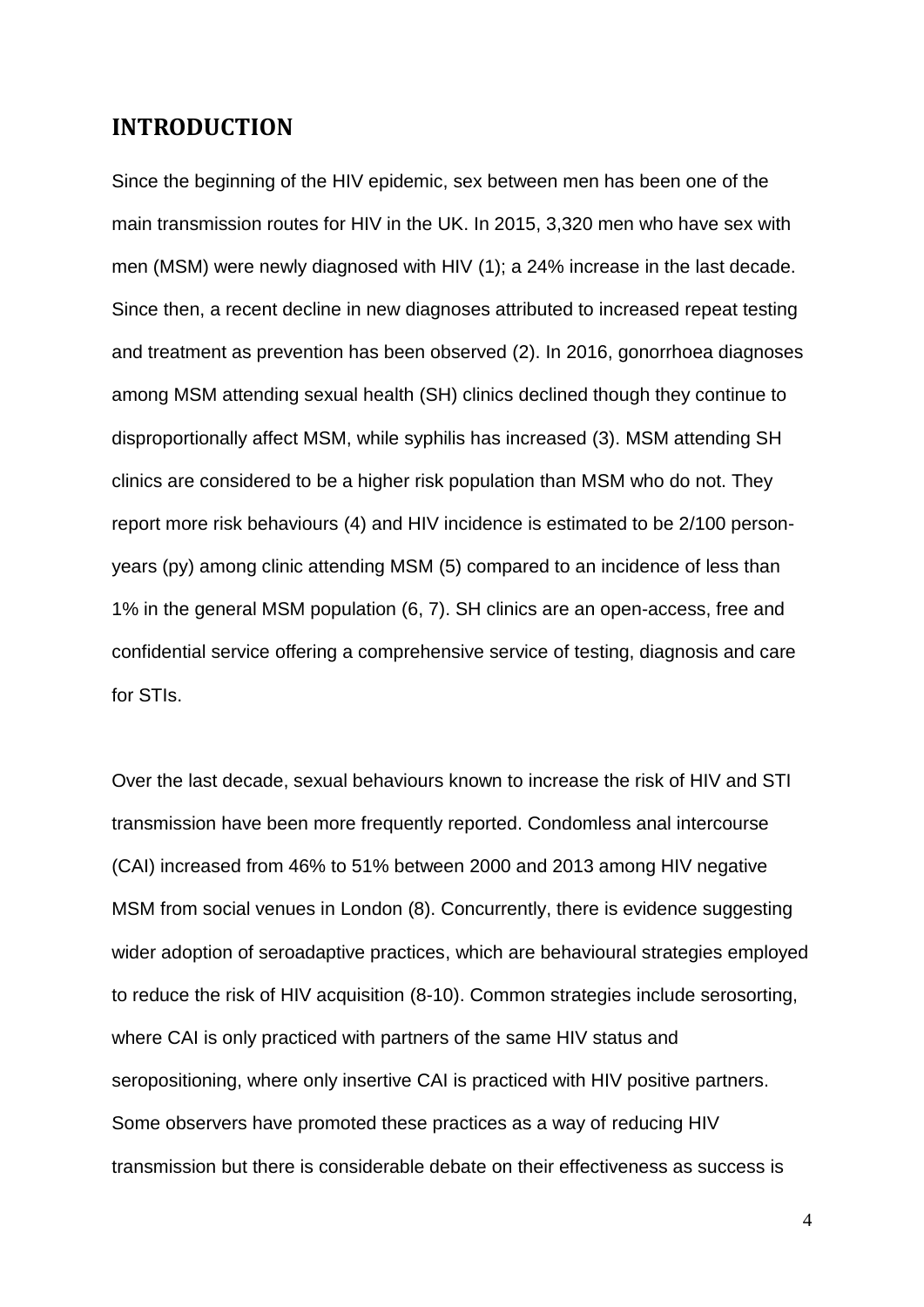## INTRODUCTION

Since the beginning of the HIV epidemic, sex between men has been one of the main transmission routes for HIV in the UK. In 2015, 3,320 men who have sex with men (MSM) were newly diagnosed with HIV (1); a 24% increase in the last decade. Since then, a recent decline in new diagnoses attributed to increased repeat testing and treatment as prevention has been observed (2). In 2016, gonorrhoea diagnoses among MSM attending sexual health (SH) clinics declined though they continue to disproportionally affect MSM, while syphilis has increased (3). MSM attending SH clinics are considered to be a higher risk population than MSM who do not. They report more risk behaviours (4) and HIV incidence is estimated to be 2/100 person-years (py) among clinic attending MSM (5) compared to an incidence of less than 1% in the general MSM population (6, 7). SH clinics are an open-access, free and confidential service offering a comprehensive service of testing, diagnosis and care for STIs.

Over the last decade, sexual behaviours known to increase the risk of HIV and STI transmission have been more frequently reported. Condomless anal intercourse (CAI) increased from 46% to 51% between 2000 and 2013 among HIV negative MSM from social venues in London (8). Concurrently, there is evidence suggesting wider adoption of seroadaptive practices, which are behavioural strategies employed to reduce the risk of HIV acquisition (8-10). Common strategies include serosorting, where CAI is only practiced with partners of the same HIV status and seropositioning, where only insertive CAI is practiced with HIV positive partners. Some observers have promoted these practices as a way of reducing HIV transmission but there is considerable debate on their effectiveness as success is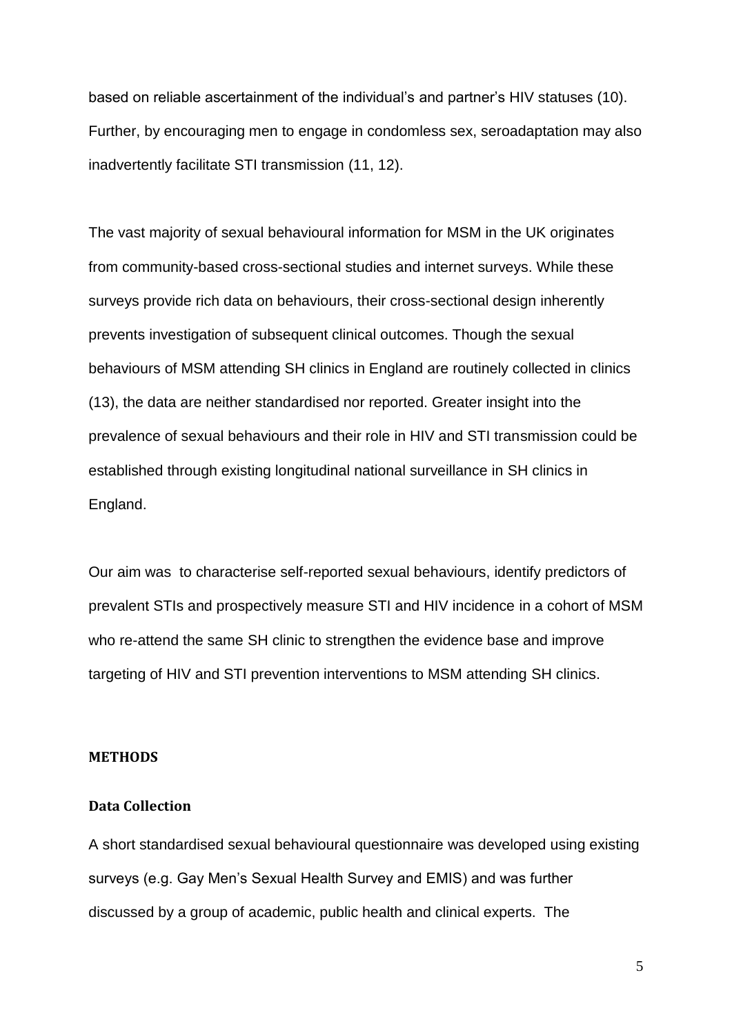based on reliable ascertainment of the individual's and partner's HIV statuses (10). Further, by encouraging men to engage in condomless sex, seroadaptation may also inadvertently facilitate STI transmission (11, 12).

The vast majority of sexual behavioural information for MSM in the UK originates from community-based cross-sectional studies and internet surveys. While these surveys provide rich data on behaviours, their cross-sectional design inherently prevents investigation of subsequent clinical outcomes. Though the sexual behaviours of MSM attending SH clinics in England are routinely collected in clinics (13), the data are neither standardised nor reported. Greater insight into the prevalence of sexual behaviours and their role in HIV and STI transmission could be established through existing longitudinal national surveillance in SH clinics in England.

Our aim was to characterise self-reported sexual behaviours, identify predictors of prevalent STIs and prospectively measure STI and HIV incidence in a cohort of MSM who re-attend the same SH clinic to strengthen the evidence base and improve targeting of HIV and STI prevention interventions to MSM attending SH clinics.

## METHODS

### Data Collection

A short standardised sexual behavioural questionnaire was developed using existing surveys (e.g. Gay Men's Sexual Health Survey and EMIS) and was further discussed by a group of academic, public health and clinical experts. The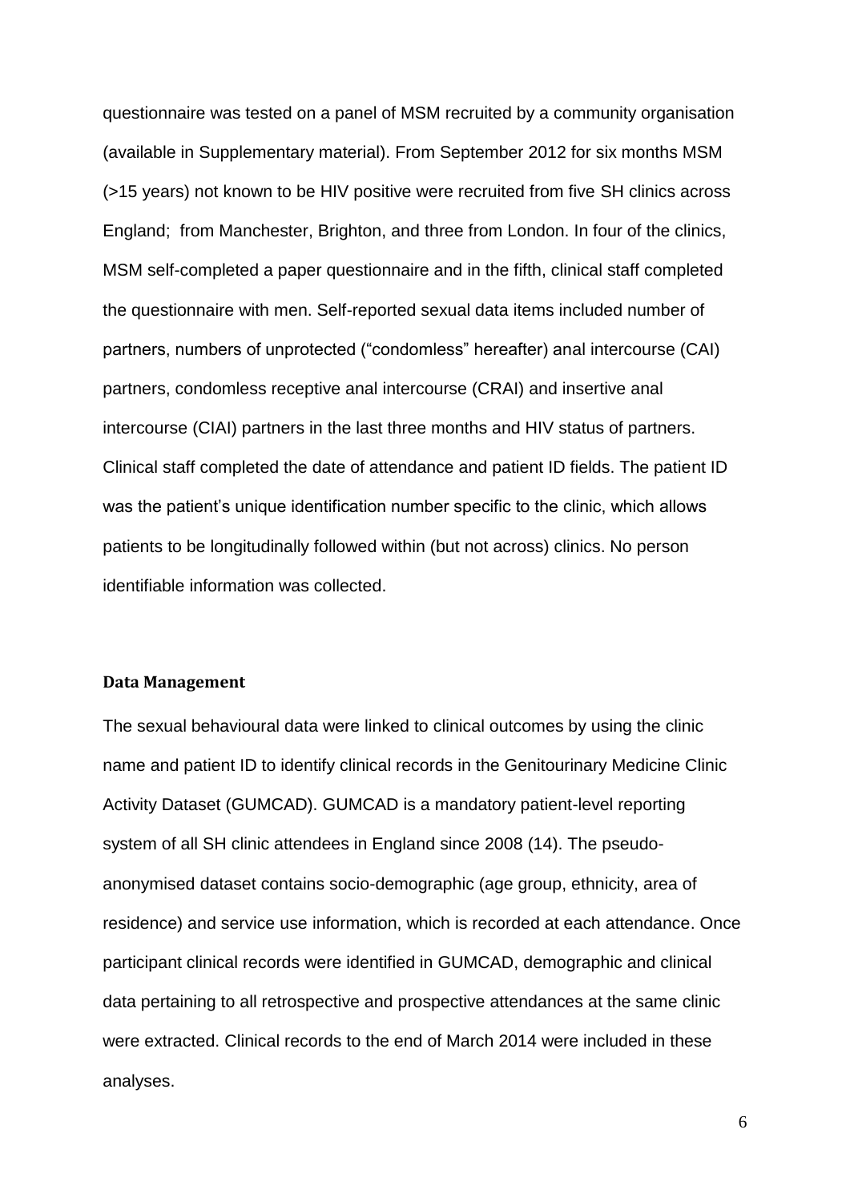questionnaire was tested on a panel of MSM recruited by a community organisation (available in Supplementary material). From September 2012 for six months MSM (>15 years) not known to be HIV positive were recruited from five SH clinics across England; from Manchester, Brighton, and three from London. In four of the clinics, MSM self-completed a paper questionnaire and in the fifth, clinical staff completed the questionnaire with men. Self-reported sexual data items included number of partners, numbers of unprotected ("condomless" hereafter) anal intercourse (CAI) partners, condomless receptive anal intercourse (CRAI) and insertive anal intercourse (CIAI) partners in the last three months and HIV status of partners. Clinical staff completed the date of attendance and patient ID fields. The patient ID was the patient's unique identification number specific to the clinic, which allows patients to be longitudinally followed within (but not across) clinics. No person identifiable information was collected.

**Data Management**

The sexual behavioural data were linked to clinical outcomes by using the clinic name and patient ID to identify clinical records in the Genitourinary Medicine Clinic Activity Dataset (GUMCAD). GUMCAD is a mandatory patient-level reporting system of all SH clinic attendees in England since 2008 (14). The pseudo-anonymised dataset contains socio-demographic (age group, ethnicity, area of residence) and service use information, which is recorded at each attendance. Once participant clinical records were identified in GUMCAD, demographic and clinical data pertaining to all retrospective and prospective attendances at the same clinic were extracted. Clinical records to the end of March 2014 were included in these analyses.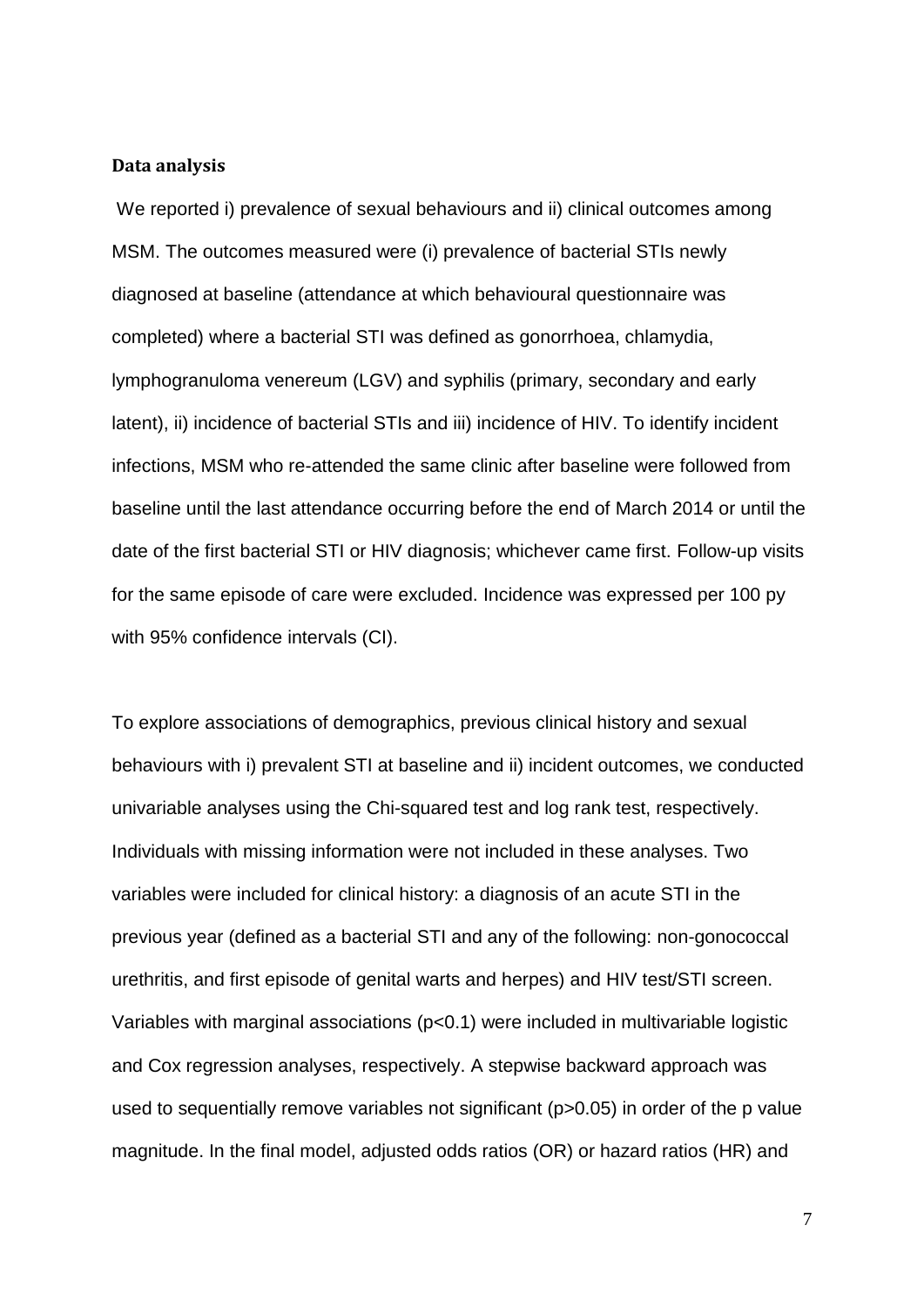**Data analysis**

We reported i) prevalence of sexual behaviours and ii) clinical outcomes among MSM. The outcomes measured were (i) prevalence of bacterial STIs newly diagnosed at baseline (attendance at which behavioural questionnaire was completed) where a bacterial STI was defined as gonorrhoea, chlamydia, lymphogranuloma venereum (LGV) and syphilis (primary, secondary and early latent), ii) incidence of bacterial STIs and iii) incidence of HIV. To identify incident infections, MSM who re-attended the same clinic after baseline were followed from baseline until the last attendance occurring before the end of March 2014 or until the date of the first bacterial STI or HIV diagnosis; whichever came first. Follow-up visits for the same episode of care were excluded. Incidence was expressed per 100 py with 95% confidence intervals (CI).

To explore associations of demographics, previous clinical history and sexual behaviours with i) prevalent STI at baseline and ii) incident outcomes, we conducted univariable analyses using the Chi-squared test and log rank test, respectively. Individuals with missing information were not included in these analyses. Two variables were included for clinical history: a diagnosis of an acute STI in the previous year (defined as a bacterial STI and any of the following: non-gonococcal urethritis, and first episode of genital warts and herpes) and HIV test/STI screen. Variables with marginal associations ($p<0.1$) were included in multivariable logistic and Cox regression analyses, respectively. A stepwise backward approach was used to sequentially remove variables not significant ($p>0.05$) in order of the p value magnitude. In the final model, adjusted odds ratios (OR) or hazard ratios (HR) and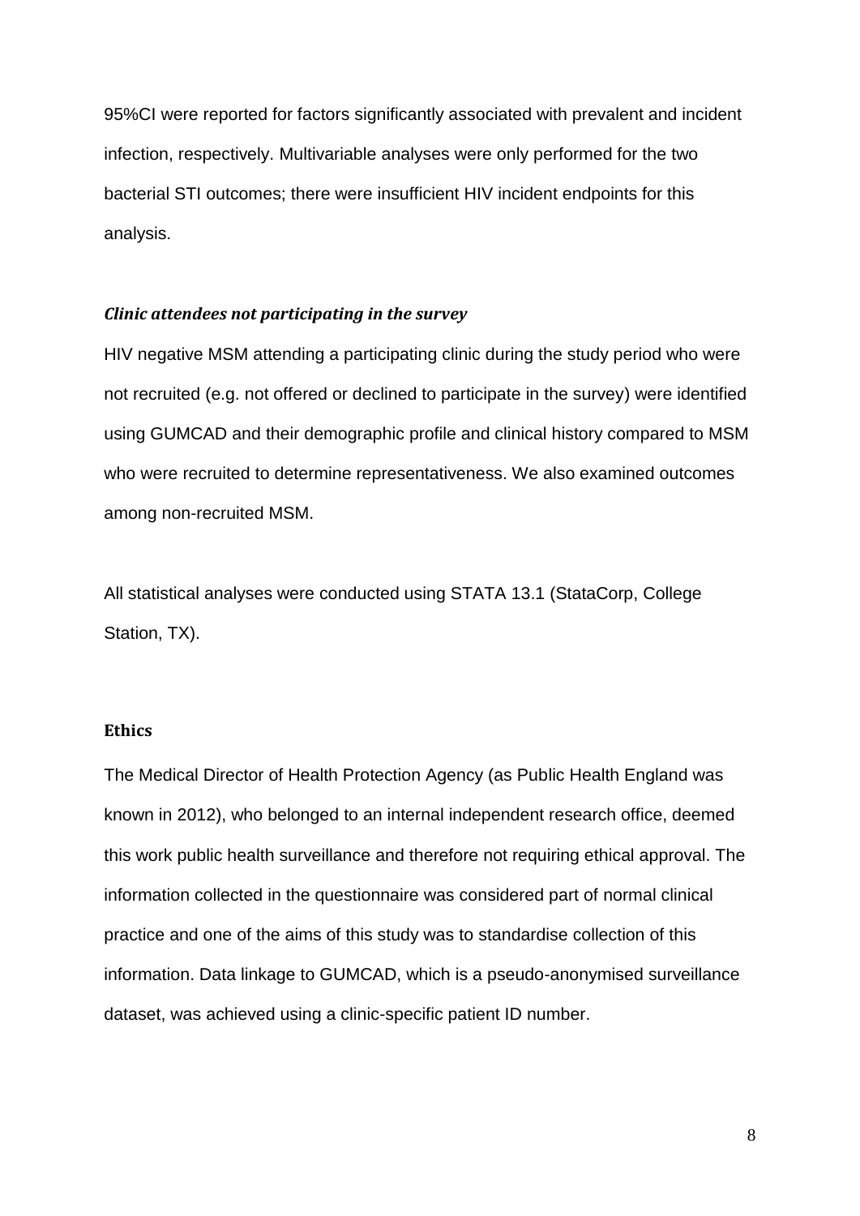95%CI were reported for factors significantly associated with prevalent and incident infection, respectively. Multivariable analyses were only performed for the two bacterial STI outcomes; there were insufficient HIV incident endpoints for this analysis.

### *Clinic attendees not participating in the survey*

HIV negative MSM attending a participating clinic during the study period who were not recruited (e.g. not offered or declined to participate in the survey) were identified using GUMCAD and their demographic profile and clinical history compared to MSM who were recruited to determine representativeness. We also examined outcomes among non-recruited MSM.

All statistical analyses were conducted using STATA 13.1 (StataCorp, College Station, TX).

## Ethics

The Medical Director of Health Protection Agency (as Public Health England was known in 2012), who belonged to an internal independent research office, deemed this work public health surveillance and therefore not requiring ethical approval. The information collected in the questionnaire was considered part of normal clinical practice and one of the aims of this study was to standardise collection of this information. Data linkage to GUMCAD, which is a pseudo-anonymised surveillance dataset, was achieved using a clinic-specific patient ID number.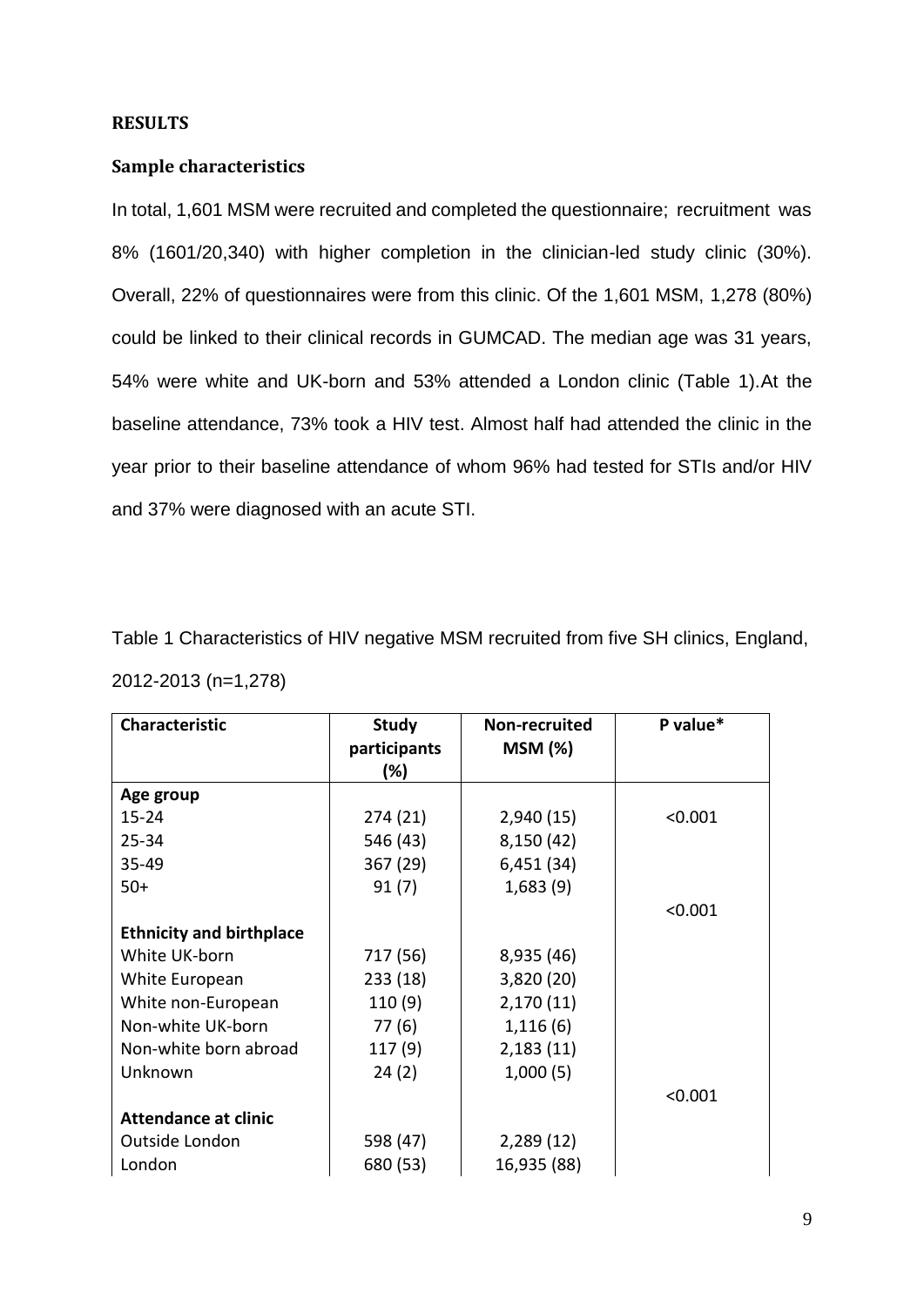**RESULTS**

**Sample characteristics**

In total, 1,601 MSM were recruited and completed the questionnaire; recruitment was 8% (1601/20,340) with higher completion in the clinician-led study clinic (30%). Overall, 22% of questionnaires were from this clinic. Of the 1,601 MSM, 1,278 (80%) could be linked to their clinical records in GUMCAD. The median age was 31 years, 54% were white and UK-born and 53% attended a London clinic (Table 1).At the baseline attendance, 73% took a HIV test. Almost half had attended the clinic in the year prior to their baseline attendance of whom 96% had tested for STIs and/or HIV and 37% were diagnosed with an acute STI.

Table 1 Characteristics of HIV negative MSM recruited from five SH clinics, England, 2012-2013 (n=1,278)

| Characteristic | Study participants (%) | Non-recruited MSM (%) | P value* |
|---|---|---|---|
| **Age group** | | | |
| 15-24 | 274 (21) | 2,940 (15) | <0.001 |
| 25-34 | 546 (43) | 8,150 (42) | |
| 35-49 | 367 (29) | 6,451 (34) | |
| 50+ | 91 (7) | 1,683 (9) | |
| | | | <0.001 |
| **Ethnicity and birthplace** | | | |
| White UK-born | 717 (56) | 8,935 (46) | |
| White European | 233 (18) | 3,820 (20) | |
| White non-European | 110 (9) | 2,170 (11) | |
| Non-white UK-born | 77 (6) | 1,116 (6) | |
| Non-white born abroad | 117 (9) | 2,183 (11) | |
| Unknown | 24 (2) | 1,000 (5) | |
| | | | <0.001 |
| **Attendance at clinic** | | | |
| Outside London | 598 (47) | 2,289 (12) | |
| London | 680 (53) | 16,935 (88) | |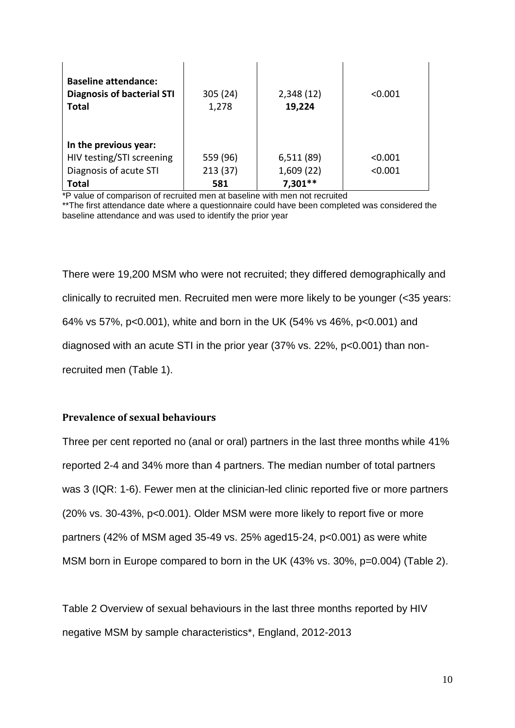| | | | |
|---|---|---|---|
| **Baseline attendance:** | | | |
| **Diagnosis of bacterial STI** | 305 (24) | 2,348 (12) | <0.001 |
| **Total** | 1,278 | **19,224** | |
| | | | |
| **In the previous year:** | | | |
| HIV testing/STI screening | 559 (96) | 6,511 (89) | <0.001 |
| Diagnosis of acute STI | 213 (37) | 1,609 (22) | <0.001 |
| **Total** | **581** | **7,301\*\*** | |

\*P value of comparison of recruited men at baseline with men not recruited

\*\*The first attendance date where a questionnaire could have been completed was considered the baseline attendance and was used to identify the prior year

There were 19,200 MSM who were not recruited; they differed demographically and clinically to recruited men. Recruited men were more likely to be younger (<35 years: 64% vs 57%, p<0.001), white and born in the UK (54% vs 46%, p<0.001) and diagnosed with an acute STI in the prior year (37% vs. 22%, p<0.001) than non-recruited men (Table 1).

### Prevalence of sexual behaviours

Three per cent reported no (anal or oral) partners in the last three months while 41% reported 2-4 and 34% more than 4 partners. The median number of total partners was 3 (IQR: 1-6). Fewer men at the clinician-led clinic reported five or more partners (20% vs. 30-43%, p<0.001). Older MSM were more likely to report five or more partners (42% of MSM aged 35-49 vs. 25% aged15-24, p<0.001) as were white MSM born in Europe compared to born in the UK (43% vs. 30%, p=0.004) (Table 2).

Table 2 Overview of sexual behaviours in the last three months reported by HIV negative MSM by sample characteristics*, England, 2012-2013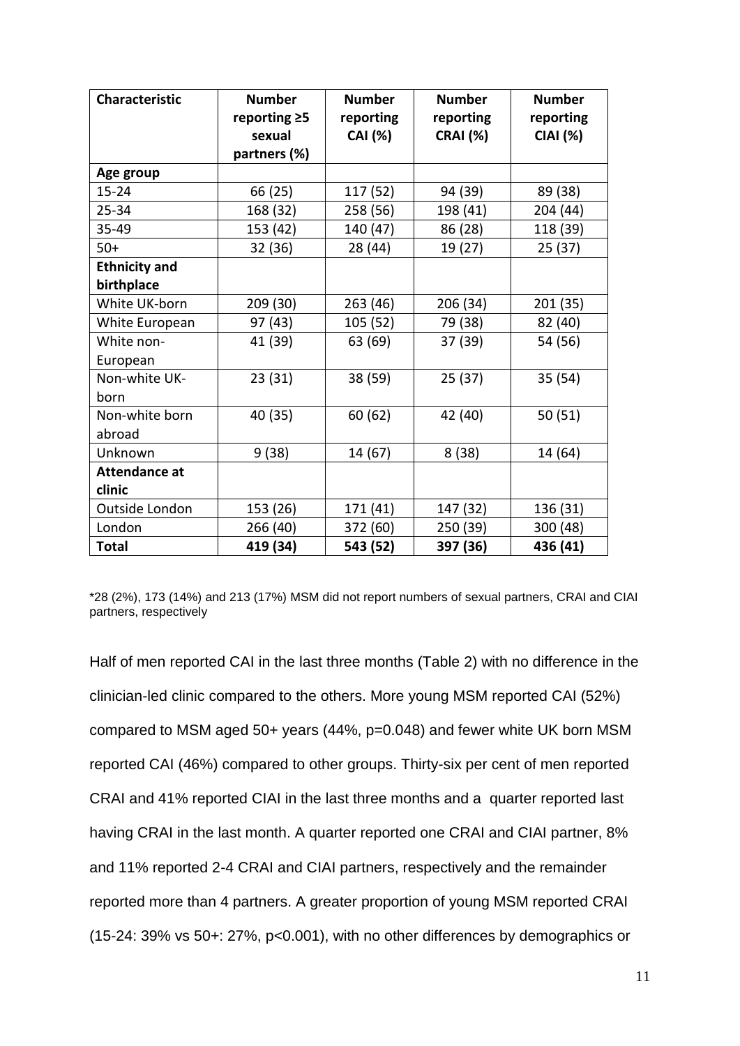| Characteristic | Number reporting ≥5 sexual partners (%) | Number reporting CAI (%) | Number reporting CRAI (%) | Number reporting CIAI (%) |
|---|---|---|---|---|
| **Age group** | | | | |
| 15-24 | 66 (25) | 117 (52) | 94 (39) | 89 (38) |
| 25-34 | 168 (32) | 258 (56) | 198 (41) | 204 (44) |
| 35-49 | 153 (42) | 140 (47) | 86 (28) | 118 (39) |
| 50+ | 32 (36) | 28 (44) | 19 (27) | 25 (37) |
| **Ethnicity and birthplace** | | | | |
| White UK-born | 209 (30) | 263 (46) | 206 (34) | 201 (35) |
| White European | 97 (43) | 105 (52) | 79 (38) | 82 (40) |
| White non-European | 41 (39) | 63 (69) | 37 (39) | 54 (56) |
| Non-white UK-born | 23 (31) | 38 (59) | 25 (37) | 35 (54) |
| Non-white born abroad | 40 (35) | 60 (62) | 42 (40) | 50 (51) |
| Unknown | 9 (38) | 14 (67) | 8 (38) | 14 (64) |
| **Attendance at clinic** | | | | |
| Outside London | 153 (26) | 171 (41) | 147 (32) | 136 (31) |
| London | 266 (40) | 372 (60) | 250 (39) | 300 (48) |
| **Total** | **419 (34)** | **543 (52)** | **397 (36)** | **436 (41)** |

*28 (2%), 173 (14%) and 213 (17%) MSM did not report numbers of sexual partners, CRAI and CIAI partners, respectively

Half of men reported CAI in the last three months (Table 2) with no difference in the clinician-led clinic compared to the others. More young MSM reported CAI (52%) compared to MSM aged 50+ years (44%, p=0.048) and fewer white UK born MSM reported CAI (46%) compared to other groups. Thirty-six per cent of men reported CRAI and 41% reported CIAI in the last three months and a quarter reported last having CRAI in the last month. A quarter reported one CRAI and CIAI partner, 8% and 11% reported 2-4 CRAI and CIAI partners, respectively and the remainder reported more than 4 partners. A greater proportion of young MSM reported CRAI (15-24: 39% vs 50+: 27%, p<0.001), with no other differences by demographics or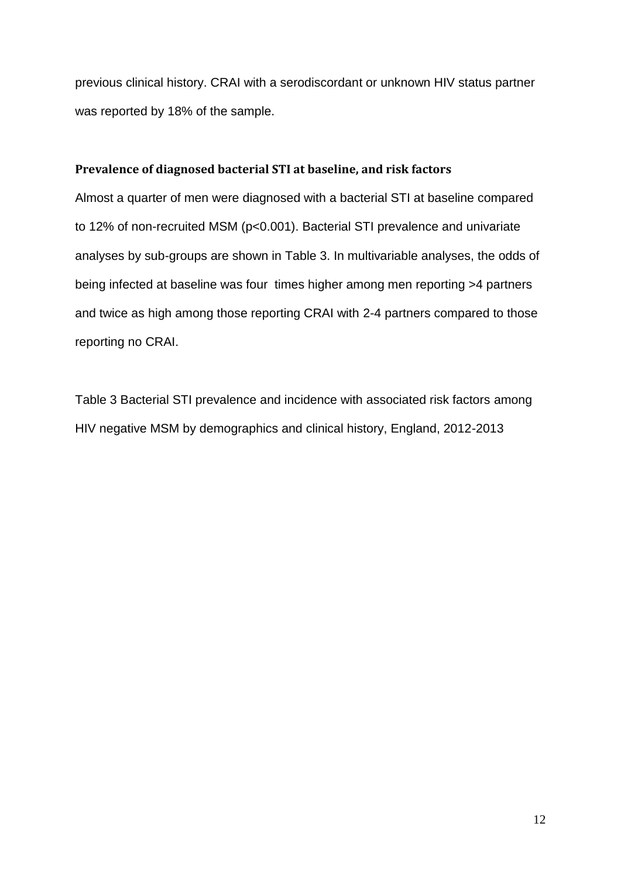previous clinical history. CRAI with a serodiscordant or unknown HIV status partner was reported by 18% of the sample.

### Prevalence of diagnosed bacterial STI at baseline, and risk factors

Almost a quarter of men were diagnosed with a bacterial STI at baseline compared to 12% of non-recruited MSM ($p<0.001$). Bacterial STI prevalence and univariate analyses by sub-groups are shown in Table 3. In multivariable analyses, the odds of being infected at baseline was four times higher among men reporting >4 partners and twice as high among those reporting CRAI with 2-4 partners compared to those reporting no CRAI.

Table 3 Bacterial STI prevalence and incidence with associated risk factors among HIV negative MSM by demographics and clinical history, England, 2012-2013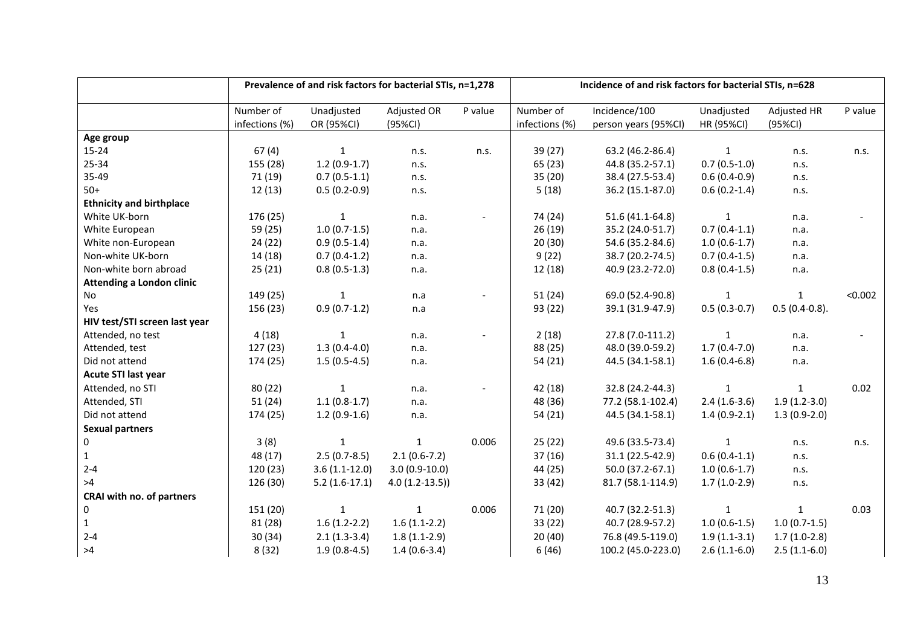| | Prevalence of and risk factors for bacterial STIs, n=1,278 | | | | Incidence of and risk factors for bacterial STIs, n=628 | | | | |
|---|---|---|---|---|---|---|---|---|---|
| | Number of infections (%) | Unadjusted OR (95%CI) | Adjusted OR (95%CI) | P value | Number of infections (%) | Incidence/100 person years (95%CI) | Unadjusted HR (95%CI) | Adjusted HR (95%CI) | P value |
| **Age group** | | | | | | | | | |
| 15-24 | 67 (4) | 1 | n.s. | n.s. | 39 (27) | 63.2 (46.2-86.4) | 1 | n.s. | n.s. |
| 25-34 | 155 (28) | 1.2 (0.9-1.7) | n.s. | | 65 (23) | 44.8 (35.2-57.1) | 0.7 (0.5-1.0) | n.s. | |
| 35-49 | 71 (19) | 0.7 (0.5-1.1) | n.s. | | 35 (20) | 38.4 (27.5-53.4) | 0.6 (0.4-0.9) | n.s. | |
| 50+ | 12 (13) | 0.5 (0.2-0.9) | n.s. | | 5 (18) | 36.2 (15.1-87.0) | 0.6 (0.2-1.4) | n.s. | |
| **Ethnicity and birthplace** | | | | | | | | | |
| White UK-born | 176 (25) | 1 | n.a. | - | 74 (24) | 51.6 (41.1-64.8) | 1 | n.a. | - |
| White European | 59 (25) | 1.0 (0.7-1.5) | n.a. | | 26 (19) | 35.2 (24.0-51.7) | 0.7 (0.4-1.1) | n.a. | |
| White non-European | 24 (22) | 0.9 (0.5-1.4) | n.a. | | 20 (30) | 54.6 (35.2-84.6) | 1.0 (0.6-1.7) | n.a. | |
| Non-white UK-born | 14 (18) | 0.7 (0.4-1.2) | n.a. | | 9 (22) | 38.7 (20.2-74.5) | 0.7 (0.4-1.5) | n.a. | |
| Non-white born abroad | 25 (21) | 0.8 (0.5-1.3) | n.a. | | 12 (18) | 40.9 (23.2-72.0) | 0.8 (0.4-1.5) | n.a. | |
| **Attending a London clinic** | | | | | | | | | |
| No | 149 (25) | 1 | n.a | - | 51 (24) | 69.0 (52.4-90.8) | 1 | 1 | <0.002 |
| Yes | 156 (23) | 0.9 (0.7-1.2) | n.a | | 93 (22) | 39.1 (31.9-47.9) | 0.5 (0.3-0.7) | 0.5 (0.4-0.8). | |
| **HIV test/STI screen last year** | | | | | | | | | |
| Attended, no test | 4 (18) | 1 | n.a. | - | 2 (18) | 27.8 (7.0-111.2) | 1 | n.a. | - |
| Attended, test | 127 (23) | 1.3 (0.4-4.0) | n.a. | | 88 (25) | 48.0 (39.0-59.2) | 1.7 (0.4-7.0) | n.a. | |
| Did not attend | 174 (25) | 1.5 (0.5-4.5) | n.a. | | 54 (21) | 44.5 (34.1-58.1) | 1.6 (0.4-6.8) | n.a. | |
| **Acute STI last year** | | | | | | | | | |
| Attended, no STI | 80 (22) | 1 | n.a. | - | 42 (18) | 32.8 (24.2-44.3) | 1 | 1 | 0.02 |
| Attended, STI | 51 (24) | 1.1 (0.8-1.7) | n.a. | | 48 (36) | 77.2 (58.1-102.4) | 2.4 (1.6-3.6) | 1.9 (1.2-3.0) | |
| Did not attend | 174 (25) | 1.2 (0.9-1.6) | n.a. | | 54 (21) | 44.5 (34.1-58.1) | 1.4 (0.9-2.1) | 1.3 (0.9-2.0) | |
| **Sexual partners** | | | | | | | | | |
| 0 | 3 (8) | 1 | 1 | 0.006 | 25 (22) | 49.6 (33.5-73.4) | 1 | n.s. | n.s. |
| 1 | 48 (17) | 2.5 (0.7-8.5) | 2.1 (0.6-7.2) | | 37 (16) | 31.1 (22.5-42.9) | 0.6 (0.4-1.1) | n.s. | |
| 2-4 | 120 (23) | 3.6 (1.1-12.0) | 3.0 (0.9-10.0) | | 44 (25) | 50.0 (37.2-67.1) | 1.0 (0.6-1.7) | n.s. | |
| >4 | 126 (30) | 5.2 (1.6-17.1) | 4.0 (1.2-13.5)) | | 33 (42) | 81.7 (58.1-114.9) | 1.7 (1.0-2.9) | n.s. | |
| **CRAI with no. of partners** | | | | | | | | | |
| 0 | 151 (20) | 1 | 1 | 0.006 | 71 (20) | 40.7 (32.2-51.3) | 1 | 1 | 0.03 |
| 1 | 81 (28) | 1.6 (1.2-2.2) | 1.6 (1.1-2.2) | | 33 (22) | 40.7 (28.9-57.2) | 1.0 (0.6-1.5) | 1.0 (0.7-1.5) | |
| 2-4 | 30 (34) | 2.1 (1.3-3.4) | 1.8 (1.1-2.9) | | 20 (40) | 76.8 (49.5-119.0) | 1.9 (1.1-3.1) | 1.7 (1.0-2.8) | |
| >4 | 8 (32) | 1.9 (0.8-4.5) | 1.4 (0.6-3.4) | | 6 (46) | 100.2 (45.0-223.0) | 2.6 (1.1-6.0) | 2.5 (1.1-6.0) | |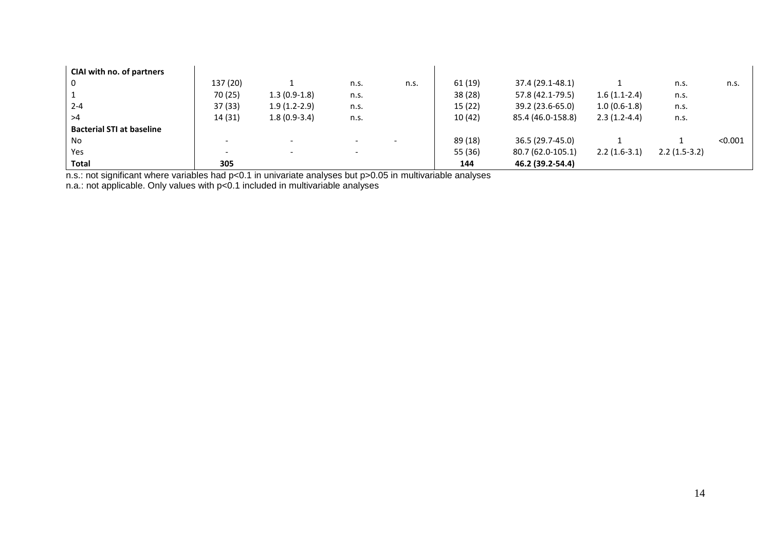| | | | | | | | | | |
|---|---|---|---|---|---|---|---|---|---|
| **CIAI with no. of partners** | | | | | | | | | |
| 0 | 137 (20) | 1 | n.s. | n.s. | 61 (19) | 37.4 (29.1-48.1) | 1 | n.s. | n.s. |
| 1 | 70 (25) | 1.3 (0.9-1.8) | n.s. | | 38 (28) | 57.8 (42.1-79.5) | 1.6 (1.1-2.4) | n.s. | |
| 2-4 | 37 (33) | 1.9 (1.2-2.9) | n.s. | | 15 (22) | 39.2 (23.6-65.0) | 1.0 (0.6-1.8) | n.s. | |
| >4 | 14 (31) | 1.8 (0.9-3.4) | n.s. | | 10 (42) | 85.4 (46.0-158.8) | 2.3 (1.2-4.4) | n.s. | |
| **Bacterial STI at baseline** | | | | | | | | | |
| No | - | - | - | - | 89 (18) | 36.5 (29.7-45.0) | 1 | 1 | <0.001 |
| Yes | - | - | - | | 55 (36) | 80.7 (62.0-105.1) | 2.2 (1.6-3.1) | 2.2 (1.5-3.2) | |
| **Total** | **305** | | | | **144** | **46.2 (39.2-54.4)** | | | |

n.s.: not significant where variables had p<0.1 in univariate analyses but p>0.05 in multivariable analyses
n.a.: not applicable. Only values with p<0.1 included in multivariable analyses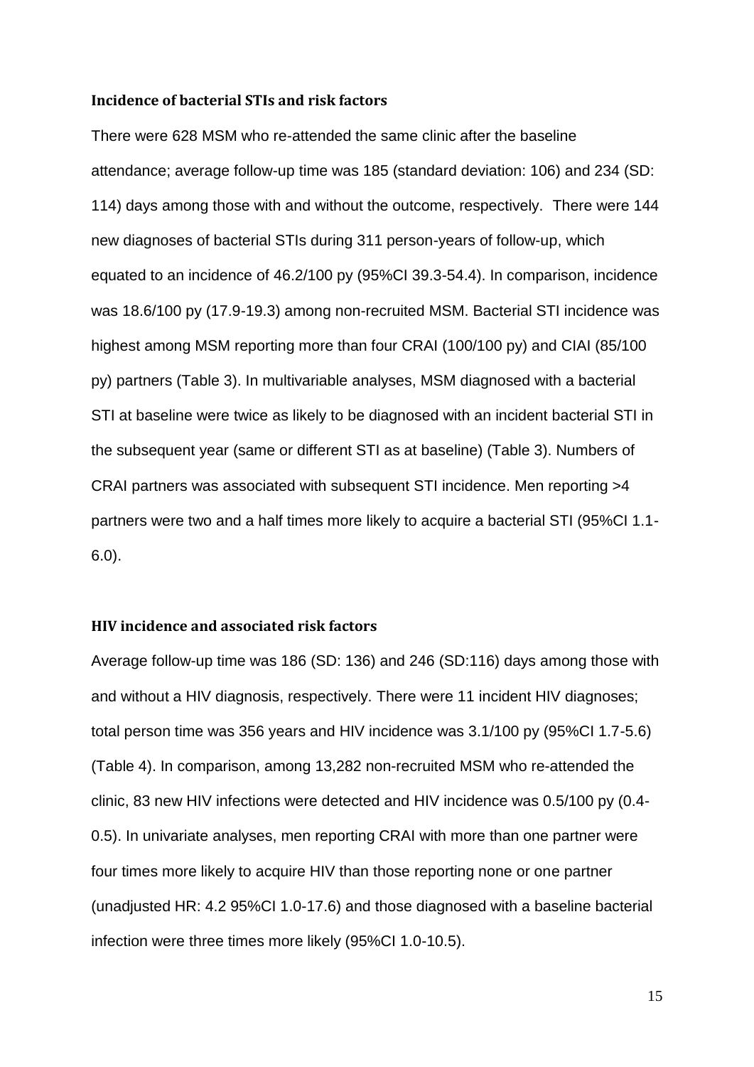**Incidence of bacterial STIs and risk factors**

There were 628 MSM who re-attended the same clinic after the baseline attendance; average follow-up time was 185 (standard deviation: 106) and 234 (SD: 114) days among those with and without the outcome, respectively. There were 144 new diagnoses of bacterial STIs during 311 person-years of follow-up, which equated to an incidence of 46.2/100 py (95%CI 39.3-54.4). In comparison, incidence was 18.6/100 py (17.9-19.3) among non-recruited MSM. Bacterial STI incidence was highest among MSM reporting more than four CRAI (100/100 py) and CIAI (85/100 py) partners (Table 3). In multivariable analyses, MSM diagnosed with a bacterial STI at baseline were twice as likely to be diagnosed with an incident bacterial STI in the subsequent year (same or different STI as at baseline) (Table 3). Numbers of CRAI partners was associated with subsequent STI incidence. Men reporting >4 partners were two and a half times more likely to acquire a bacterial STI (95%CI 1.1-6.0).

**HIV incidence and associated risk factors**

Average follow-up time was 186 (SD: 136) and 246 (SD:116) days among those with and without a HIV diagnosis, respectively. There were 11 incident HIV diagnoses; total person time was 356 years and HIV incidence was 3.1/100 py (95%CI 1.7-5.6) (Table 4). In comparison, among 13,282 non-recruited MSM who re-attended the clinic, 83 new HIV infections were detected and HIV incidence was 0.5/100 py (0.4-0.5). In univariate analyses, men reporting CRAI with more than one partner were four times more likely to acquire HIV than those reporting none or one partner (unadjusted HR: 4.2 95%CI 1.0-17.6) and those diagnosed with a baseline bacterial infection were three times more likely (95%CI 1.0-10.5).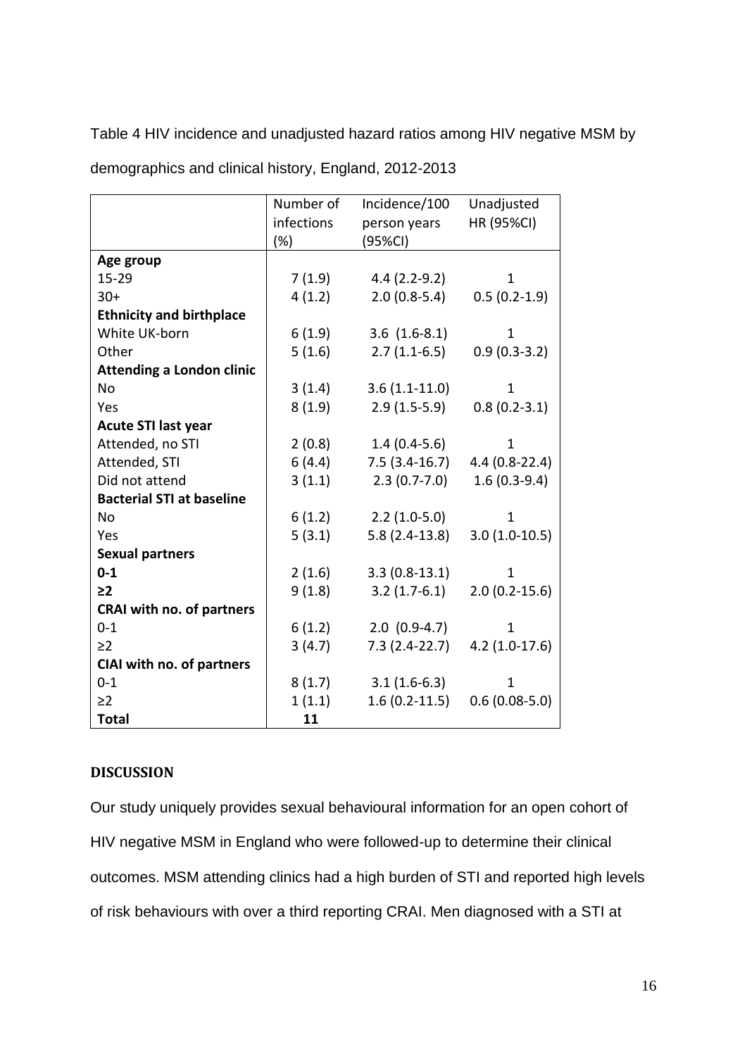Table 4 HIV incidence and unadjusted hazard ratios among HIV negative MSM by demographics and clinical history, England, 2012-2013

| | Number of infections (%) | Incidence/100 person years (95%CI) | Unadjusted HR (95%CI) |
|---|---|---|---|
| **Age group** | | | |
| 15-29 | 7 (1.9) | 4.4 (2.2-9.2) | 1 |
| 30+ | 4 (1.2) | 2.0 (0.8-5.4) | 0.5 (0.2-1.9) |
| **Ethnicity and birthplace** | | | |
| White UK-born | 6 (1.9) | 3.6 (1.6-8.1) | 1 |
| Other | 5 (1.6) | 2.7 (1.1-6.5) | 0.9 (0.3-3.2) |
| **Attending a London clinic** | | | |
| No | 3 (1.4) | 3.6 (1.1-11.0) | 1 |
| Yes | 8 (1.9) | 2.9 (1.5-5.9) | 0.8 (0.2-3.1) |
| **Acute STI last year** | | | |
| Attended, no STI | 2 (0.8) | 1.4 (0.4-5.6) | 1 |
| Attended, STI | 6 (4.4) | 7.5 (3.4-16.7) | 4.4 (0.8-22.4) |
| Did not attend | 3 (1.1) | 2.3 (0.7-7.0) | 1.6 (0.3-9.4) |
| **Bacterial STI at baseline** | | | |
| No | 6 (1.2) | 2.2 (1.0-5.0) | 1 |
| Yes | 5 (3.1) | 5.8 (2.4-13.8) | 3.0 (1.0-10.5) |
| **Sexual partners** | | | |
| **0-1** | 2 (1.6) | 3.3 (0.8-13.1) | 1 |
| **≥2** | 9 (1.8) | 3.2 (1.7-6.1) | 2.0 (0.2-15.6) |
| **CRAI with no. of partners** | | | |
| 0-1 | 6 (1.2) | 2.0 (0.9-4.7) | 1 |
| ≥2 | 3 (4.7) | 7.3 (2.4-22.7) | 4.2 (1.0-17.6) |
| **CIAI with no. of partners** | | | |
| 0-1 | 8 (1.7) | 3.1 (1.6-6.3) | 1 |
| ≥2 | 1 (1.1) | 1.6 (0.2-11.5) | 0.6 (0.08-5.0) |
| **Total** | **11** | | |

## DISCUSSION

Our study uniquely provides sexual behavioural information for an open cohort of HIV negative MSM in England who were followed-up to determine their clinical outcomes. MSM attending clinics had a high burden of STI and reported high levels of risk behaviours with over a third reporting CRAI. Men diagnosed with a STI at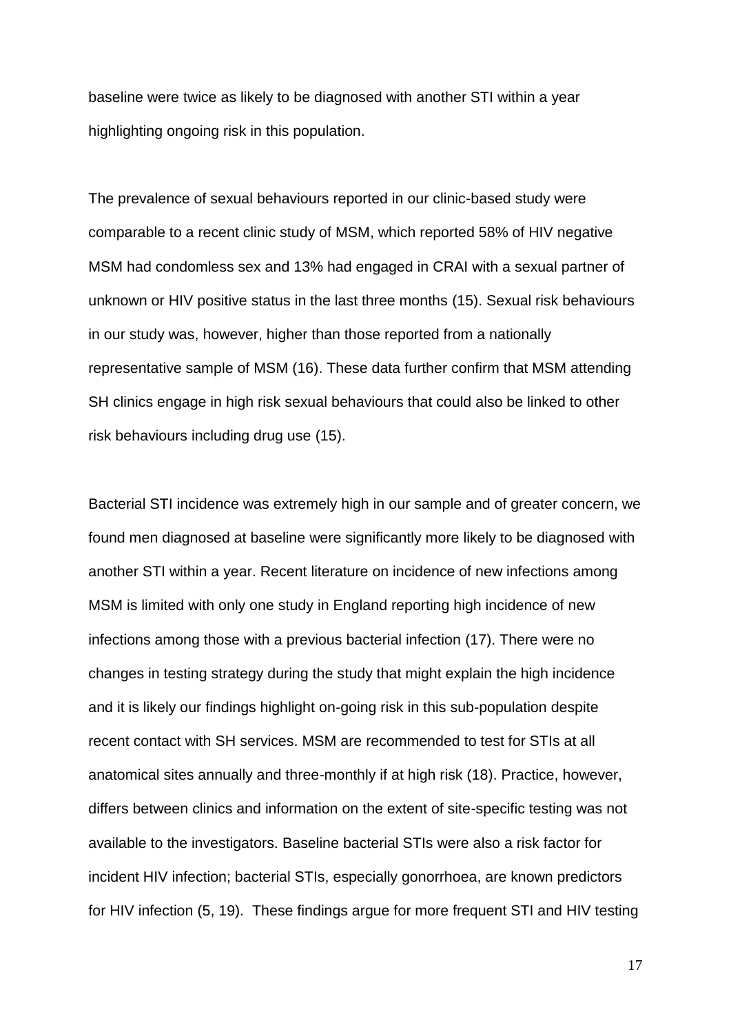baseline were twice as likely to be diagnosed with another STI within a year highlighting ongoing risk in this population.

The prevalence of sexual behaviours reported in our clinic-based study were comparable to a recent clinic study of MSM, which reported 58% of HIV negative MSM had condomless sex and 13% had engaged in CRAI with a sexual partner of unknown or HIV positive status in the last three months (15). Sexual risk behaviours in our study was, however, higher than those reported from a nationally representative sample of MSM (16). These data further confirm that MSM attending SH clinics engage in high risk sexual behaviours that could also be linked to other risk behaviours including drug use (15).

Bacterial STI incidence was extremely high in our sample and of greater concern, we found men diagnosed at baseline were significantly more likely to be diagnosed with another STI within a year. Recent literature on incidence of new infections among MSM is limited with only one study in England reporting high incidence of new infections among those with a previous bacterial infection (17). There were no changes in testing strategy during the study that might explain the high incidence and it is likely our findings highlight on-going risk in this sub-population despite recent contact with SH services. MSM are recommended to test for STIs at all anatomical sites annually and three-monthly if at high risk (18). Practice, however, differs between clinics and information on the extent of site-specific testing was not available to the investigators. Baseline bacterial STIs were also a risk factor for incident HIV infection; bacterial STIs, especially gonorrhoea, are known predictors for HIV infection (5, 19). These findings argue for more frequent STI and HIV testing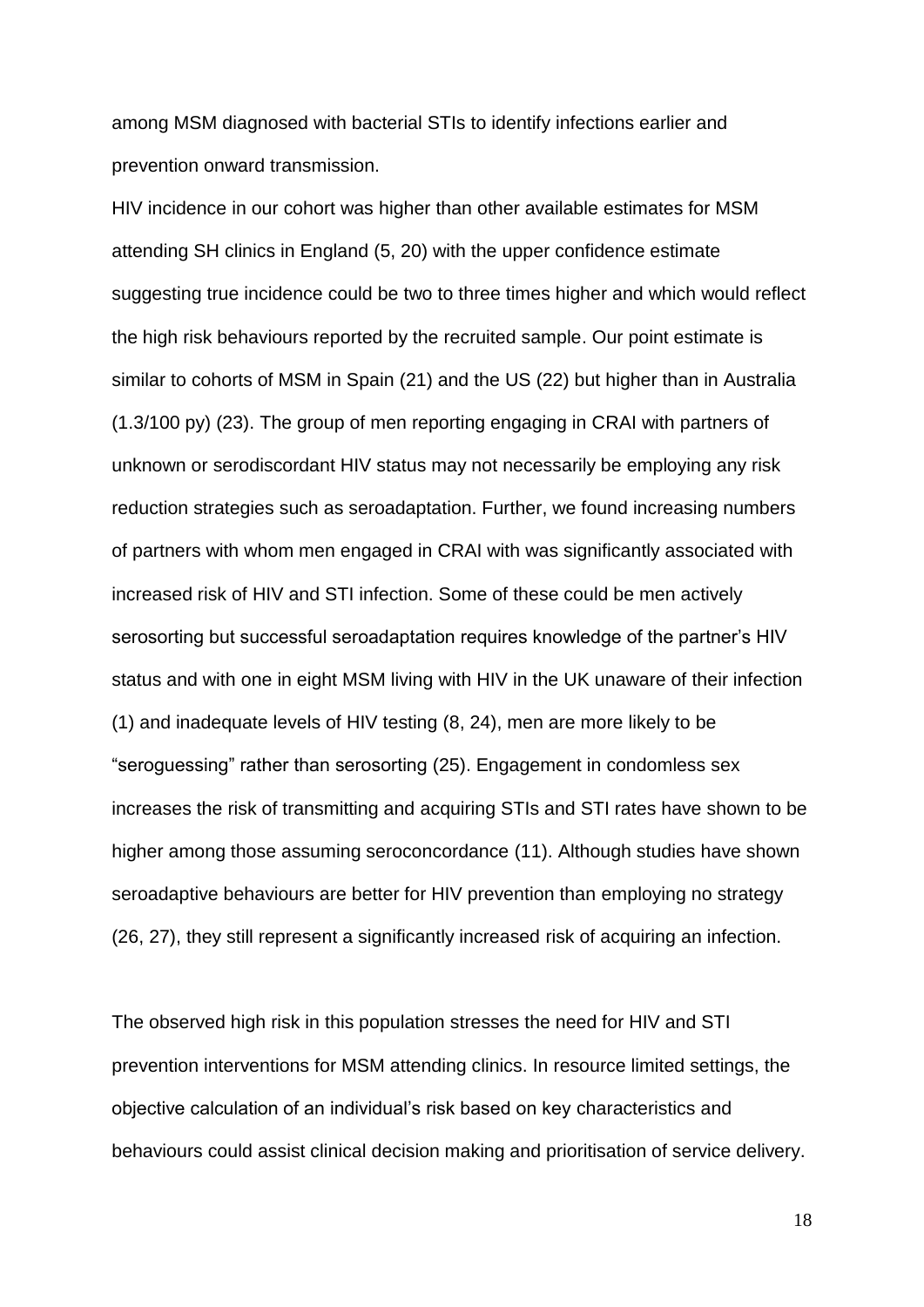among MSM diagnosed with bacterial STIs to identify infections earlier and prevention onward transmission.

HIV incidence in our cohort was higher than other available estimates for MSM attending SH clinics in England (5, 20) with the upper confidence estimate suggesting true incidence could be two to three times higher and which would reflect the high risk behaviours reported by the recruited sample. Our point estimate is similar to cohorts of MSM in Spain (21) and the US (22) but higher than in Australia (1.3/100 py) (23). The group of men reporting engaging in CRAI with partners of unknown or serodiscordant HIV status may not necessarily be employing any risk reduction strategies such as seroadaptation. Further, we found increasing numbers of partners with whom men engaged in CRAI with was significantly associated with increased risk of HIV and STI infection. Some of these could be men actively serosorting but successful seroadaptation requires knowledge of the partner's HIV status and with one in eight MSM living with HIV in the UK unaware of their infection (1) and inadequate levels of HIV testing (8, 24), men are more likely to be "seroguessing" rather than serosorting (25). Engagement in condomless sex increases the risk of transmitting and acquiring STIs and STI rates have shown to be higher among those assuming seroconcordance (11). Although studies have shown seroadaptive behaviours are better for HIV prevention than employing no strategy (26, 27), they still represent a significantly increased risk of acquiring an infection.

The observed high risk in this population stresses the need for HIV and STI prevention interventions for MSM attending clinics. In resource limited settings, the objective calculation of an individual's risk based on key characteristics and behaviours could assist clinical decision making and prioritisation of service delivery.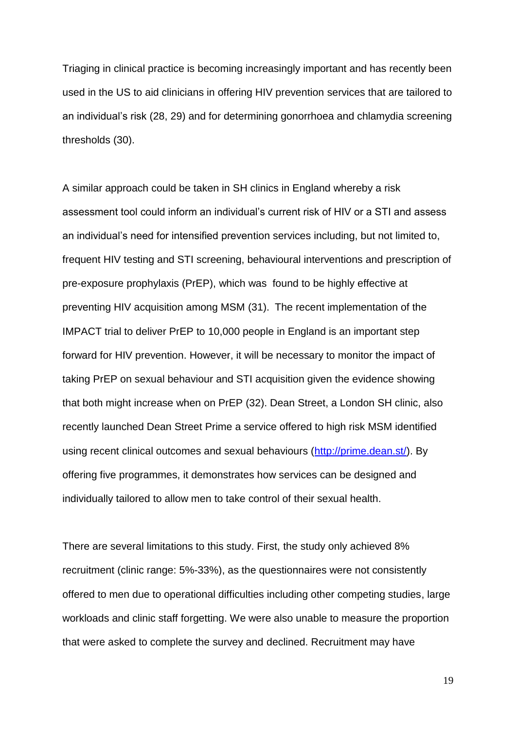Triaging in clinical practice is becoming increasingly important and has recently been used in the US to aid clinicians in offering HIV prevention services that are tailored to an individual's risk (28, 29) and for determining gonorrhoea and chlamydia screening thresholds (30).

A similar approach could be taken in SH clinics in England whereby a risk assessment tool could inform an individual's current risk of HIV or a STI and assess an individual's need for intensified prevention services including, but not limited to, frequent HIV testing and STI screening, behavioural interventions and prescription of pre-exposure prophylaxis (PrEP), which was found to be highly effective at preventing HIV acquisition among MSM (31). The recent implementation of the IMPACT trial to deliver PrEP to 10,000 people in England is an important step forward for HIV prevention. However, it will be necessary to monitor the impact of taking PrEP on sexual behaviour and STI acquisition given the evidence showing that both might increase when on PrEP (32). Dean Street, a London SH clinic, also recently launched Dean Street Prime a service offered to high risk MSM identified using recent clinical outcomes and sexual behaviours (http://prime.dean.st/). By offering five programmes, it demonstrates how services can be designed and individually tailored to allow men to take control of their sexual health.

There are several limitations to this study. First, the study only achieved 8% recruitment (clinic range: 5%-33%), as the questionnaires were not consistently offered to men due to operational difficulties including other competing studies, large workloads and clinic staff forgetting. We were also unable to measure the proportion that were asked to complete the survey and declined. Recruitment may have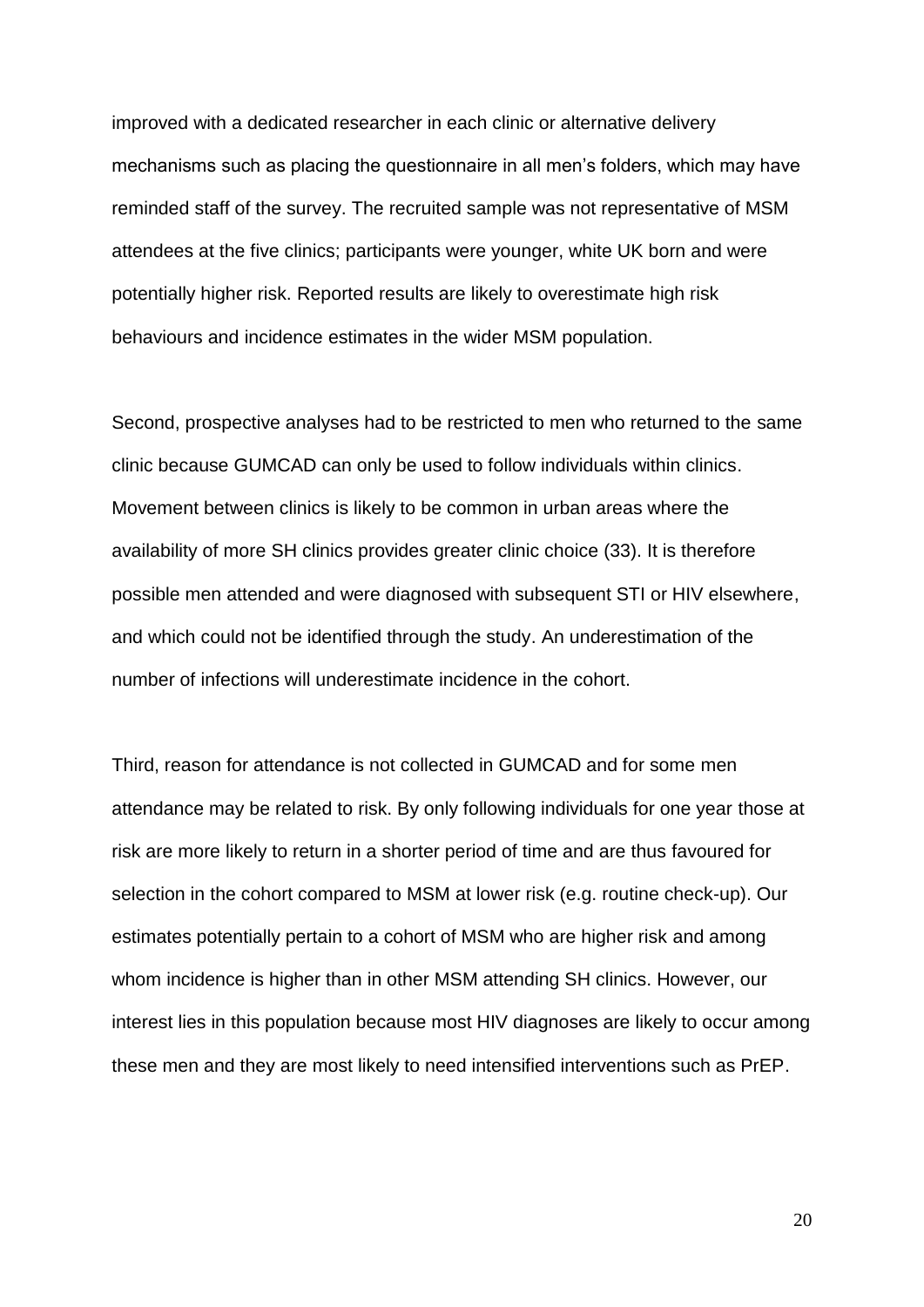improved with a dedicated researcher in each clinic or alternative delivery mechanisms such as placing the questionnaire in all men's folders, which may have reminded staff of the survey. The recruited sample was not representative of MSM attendees at the five clinics; participants were younger, white UK born and were potentially higher risk. Reported results are likely to overestimate high risk behaviours and incidence estimates in the wider MSM population.

Second, prospective analyses had to be restricted to men who returned to the same clinic because GUMCAD can only be used to follow individuals within clinics. Movement between clinics is likely to be common in urban areas where the availability of more SH clinics provides greater clinic choice (33). It is therefore possible men attended and were diagnosed with subsequent STI or HIV elsewhere, and which could not be identified through the study. An underestimation of the number of infections will underestimate incidence in the cohort.

Third, reason for attendance is not collected in GUMCAD and for some men attendance may be related to risk. By only following individuals for one year those at risk are more likely to return in a shorter period of time and are thus favoured for selection in the cohort compared to MSM at lower risk (e.g. routine check-up). Our estimates potentially pertain to a cohort of MSM who are higher risk and among whom incidence is higher than in other MSM attending SH clinics. However, our interest lies in this population because most HIV diagnoses are likely to occur among these men and they are most likely to need intensified interventions such as PrEP.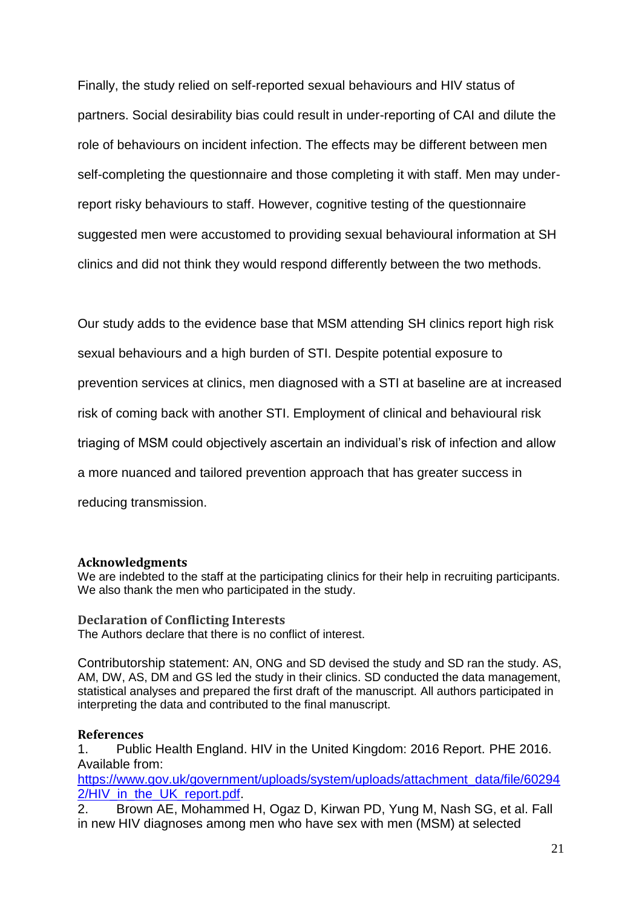Finally, the study relied on self-reported sexual behaviours and HIV status of partners. Social desirability bias could result in under-reporting of CAI and dilute the role of behaviours on incident infection. The effects may be different between men self-completing the questionnaire and those completing it with staff. Men may under-report risky behaviours to staff. However, cognitive testing of the questionnaire suggested men were accustomed to providing sexual behavioural information at SH clinics and did not think they would respond differently between the two methods.

Our study adds to the evidence base that MSM attending SH clinics report high risk sexual behaviours and a high burden of STI. Despite potential exposure to prevention services at clinics, men diagnosed with a STI at baseline are at increased risk of coming back with another STI. Employment of clinical and behavioural risk triaging of MSM could objectively ascertain an individual's risk of infection and allow a more nuanced and tailored prevention approach that has greater success in reducing transmission.

## Acknowledgments

We are indebted to the staff at the participating clinics for their help in recruiting participants. We also thank the men who participated in the study.

## Declaration of Conflicting Interests

The Authors declare that there is no conflict of interest.

Contributorship statement: AN, ONG and SD devised the study and SD ran the study. AS, AM, DW, AS, DM and GS led the study in their clinics. SD conducted the data management, statistical analyses and prepared the first draft of the manuscript. All authors participated in interpreting the data and contributed to the final manuscript.

## References

1. Public Health England. HIV in the United Kingdom: 2016 Report. PHE 2016. Available from: https://www.gov.uk/government/uploads/system/uploads/attachment_data/file/602942/HIV_in_the_UK_report.pdf.
2. Brown AE, Mohammed H, Ogaz D, Kirwan PD, Yung M, Nash SG, et al. Fall in new HIV diagnoses among men who have sex with men (MSM) at selected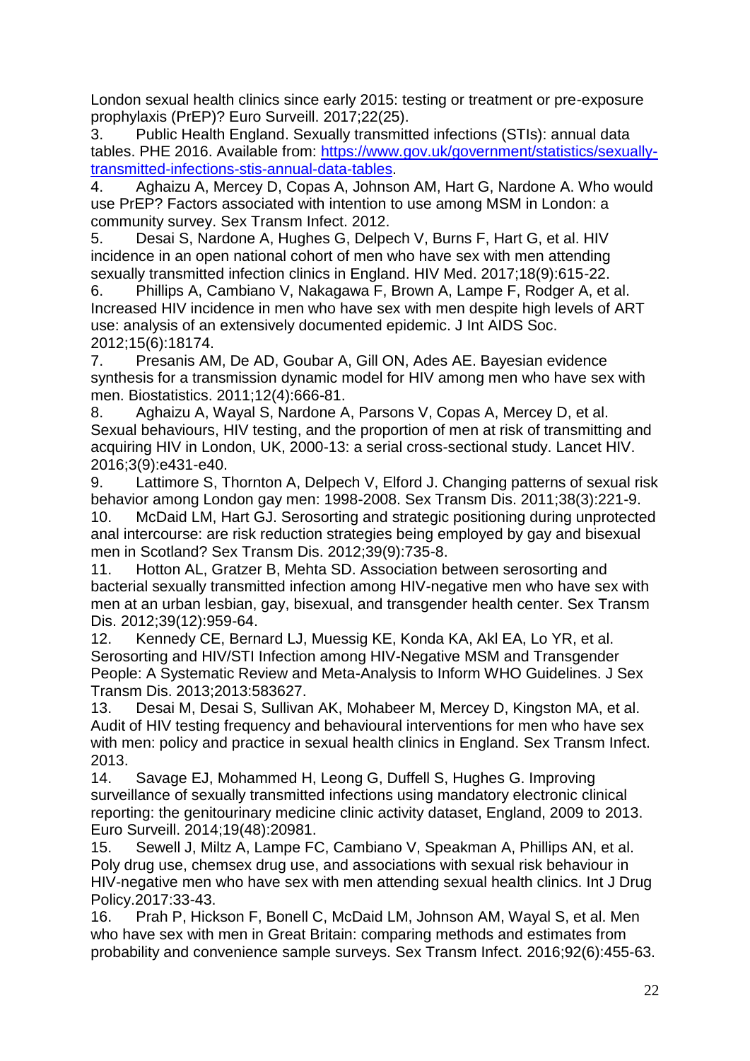London sexual health clinics since early 2015: testing or treatment or pre-exposure prophylaxis (PrEP)? Euro Surveill. 2017;22(25).

3. Public Health England. Sexually transmitted infections (STIs): annual data tables. PHE 2016. Available from: https://www.gov.uk/government/statistics/sexually-transmitted-infections-stis-annual-data-tables.

4. Aghaizu A, Mercey D, Copas A, Johnson AM, Hart G, Nardone A. Who would use PrEP? Factors associated with intention to use among MSM in London: a community survey. Sex Transm Infect. 2012.

5. Desai S, Nardone A, Hughes G, Delpech V, Burns F, Hart G, et al. HIV incidence in an open national cohort of men who have sex with men attending sexually transmitted infection clinics in England. HIV Med. 2017;18(9):615-22.

6. Phillips A, Cambiano V, Nakagawa F, Brown A, Lampe F, Rodger A, et al. Increased HIV incidence in men who have sex with men despite high levels of ART use: analysis of an extensively documented epidemic. J Int AIDS Soc. 2012;15(6):18174.

7. Presanis AM, De AD, Goubar A, Gill ON, Ades AE. Bayesian evidence synthesis for a transmission dynamic model for HIV among men who have sex with men. Biostatistics. 2011;12(4):666-81.

8. Aghaizu A, Wayal S, Nardone A, Parsons V, Copas A, Mercey D, et al. Sexual behaviours, HIV testing, and the proportion of men at risk of transmitting and acquiring HIV in London, UK, 2000-13: a serial cross-sectional study. Lancet HIV. 2016;3(9):e431-e40.

9. Lattimore S, Thornton A, Delpech V, Elford J. Changing patterns of sexual risk behavior among London gay men: 1998-2008. Sex Transm Dis. 2011;38(3):221-9.

10. McDaid LM, Hart GJ. Serosorting and strategic positioning during unprotected anal intercourse: are risk reduction strategies being employed by gay and bisexual men in Scotland? Sex Transm Dis. 2012;39(9):735-8.

11. Hotton AL, Gratzer B, Mehta SD. Association between serosorting and bacterial sexually transmitted infection among HIV-negative men who have sex with men at an urban lesbian, gay, bisexual, and transgender health center. Sex Transm Dis. 2012;39(12):959-64.

12. Kennedy CE, Bernard LJ, Muessig KE, Konda KA, Akl EA, Lo YR, et al. Serosorting and HIV/STI Infection among HIV-Negative MSM and Transgender People: A Systematic Review and Meta-Analysis to Inform WHO Guidelines. J Sex Transm Dis. 2013;2013:583627.

13. Desai M, Desai S, Sullivan AK, Mohabeer M, Mercey D, Kingston MA, et al. Audit of HIV testing frequency and behavioural interventions for men who have sex with men: policy and practice in sexual health clinics in England. Sex Transm Infect. 2013.

14. Savage EJ, Mohammed H, Leong G, Duffell S, Hughes G. Improving surveillance of sexually transmitted infections using mandatory electronic clinical reporting: the genitourinary medicine clinic activity dataset, England, 2009 to 2013. Euro Surveill. 2014;19(48):20981.

15. Sewell J, Miltz A, Lampe FC, Cambiano V, Speakman A, Phillips AN, et al. Poly drug use, chemsex drug use, and associations with sexual risk behaviour in HIV-negative men who have sex with men attending sexual health clinics. Int J Drug Policy.2017:33-43.

16. Prah P, Hickson F, Bonell C, McDaid LM, Johnson AM, Wayal S, et al. Men who have sex with men in Great Britain: comparing methods and estimates from probability and convenience sample surveys. Sex Transm Infect. 2016;92(6):455-63.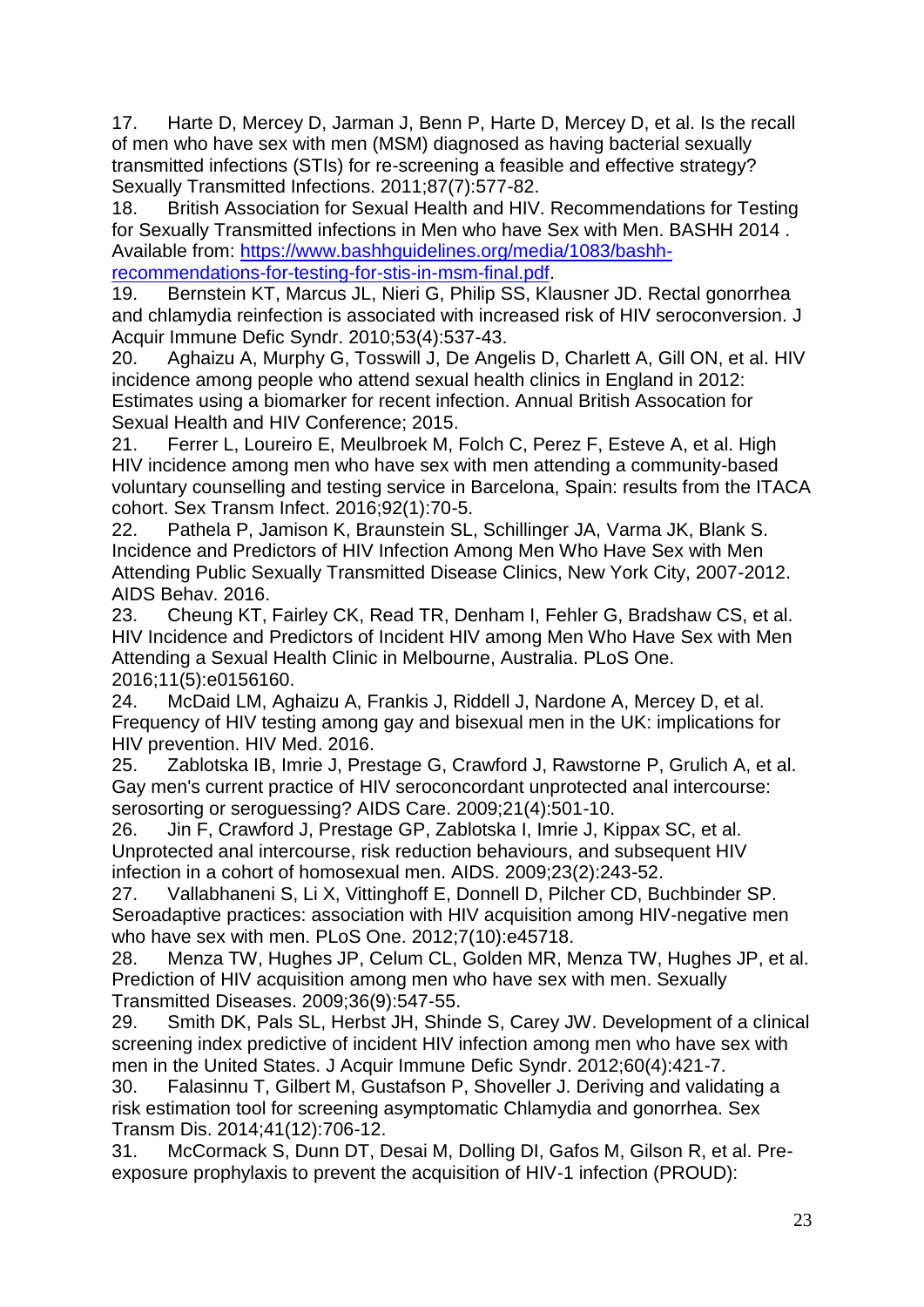17. Harte D, Mercey D, Jarman J, Benn P, Harte D, Mercey D, et al. Is the recall of men who have sex with men (MSM) diagnosed as having bacterial sexually transmitted infections (STIs) for re-screening a feasible and effective strategy? Sexually Transmitted Infections. 2011;87(7):577-82.

18. British Association for Sexual Health and HIV. Recommendations for Testing for Sexually Transmitted infections in Men who have Sex with Men. BASHH 2014 . Available from: [https://www.bashhguidelines.org/media/1083/bashh-recommendations-for-testing-for-stis-in-msm-final.pdf](https://www.bashhguidelines.org/media/1083/bashh-recommendations-for-testing-for-stis-in-msm-final.pdf).

19. Bernstein KT, Marcus JL, Nieri G, Philip SS, Klausner JD. Rectal gonorrhea and chlamydia reinfection is associated with increased risk of HIV seroconversion. J Acquir Immune Defic Syndr. 2010;53(4):537-43.

20. Aghaizu A, Murphy G, Tosswill J, De Angelis D, Charlett A, Gill ON, et al. HIV incidence among people who attend sexual health clinics in England in 2012: Estimates using a biomarker for recent infection. Annual British Assocation for Sexual Health and HIV Conference; 2015.

21. Ferrer L, Loureiro E, Meulbroek M, Folch C, Perez F, Esteve A, et al. High HIV incidence among men who have sex with men attending a community-based voluntary counselling and testing service in Barcelona, Spain: results from the ITACA cohort. Sex Transm Infect. 2016;92(1):70-5.

22. Pathela P, Jamison K, Braunstein SL, Schillinger JA, Varma JK, Blank S. Incidence and Predictors of HIV Infection Among Men Who Have Sex with Men Attending Public Sexually Transmitted Disease Clinics, New York City, 2007-2012. AIDS Behav. 2016.

23. Cheung KT, Fairley CK, Read TR, Denham I, Fehler G, Bradshaw CS, et al. HIV Incidence and Predictors of Incident HIV among Men Who Have Sex with Men Attending a Sexual Health Clinic in Melbourne, Australia. PLoS One. 2016;11(5):e0156160.

24. McDaid LM, Aghaizu A, Frankis J, Riddell J, Nardone A, Mercey D, et al. Frequency of HIV testing among gay and bisexual men in the UK: implications for HIV prevention. HIV Med. 2016.

25. Zablotska IB, Imrie J, Prestage G, Crawford J, Rawstorne P, Grulich A, et al. Gay men's current practice of HIV seroconcordant unprotected anal intercourse: serosorting or seroguessing? AIDS Care. 2009;21(4):501-10.

26. Jin F, Crawford J, Prestage GP, Zablotska I, Imrie J, Kippax SC, et al. Unprotected anal intercourse, risk reduction behaviours, and subsequent HIV infection in a cohort of homosexual men. AIDS. 2009;23(2):243-52.

27. Vallabhaneni S, Li X, Vittinghoff E, Donnell D, Pilcher CD, Buchbinder SP. Seroadaptive practices: association with HIV acquisition among HIV-negative men who have sex with men. PLoS One. 2012;7(10):e45718.

28. Menza TW, Hughes JP, Celum CL, Golden MR, Menza TW, Hughes JP, et al. Prediction of HIV acquisition among men who have sex with men. Sexually Transmitted Diseases. 2009;36(9):547-55.

29. Smith DK, Pals SL, Herbst JH, Shinde S, Carey JW. Development of a clinical screening index predictive of incident HIV infection among men who have sex with men in the United States. J Acquir Immune Defic Syndr. 2012;60(4):421-7.

30. Falasinnu T, Gilbert M, Gustafson P, Shoveller J. Deriving and validating a risk estimation tool for screening asymptomatic Chlamydia and gonorrhea. Sex Transm Dis. 2014;41(12):706-12.

31. McCormack S, Dunn DT, Desai M, Dolling DI, Gafos M, Gilson R, et al. Pre-exposure prophylaxis to prevent the acquisition of HIV-1 infection (PROUD):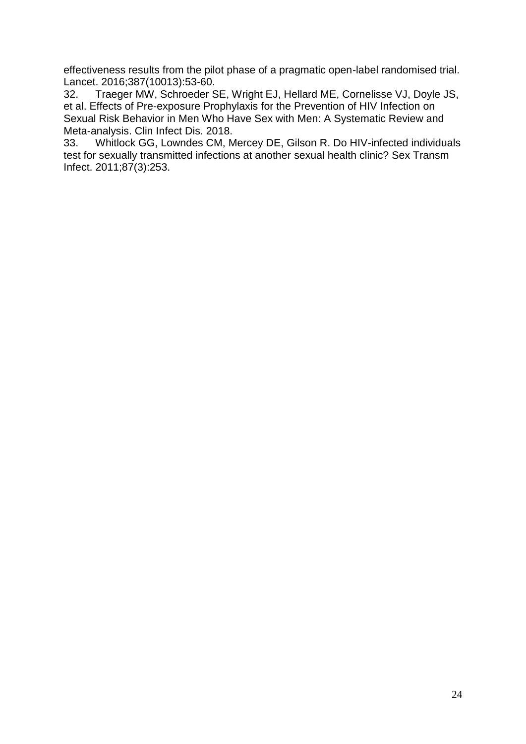effectiveness results from the pilot phase of a pragmatic open-label randomised trial. Lancet. 2016;387(10013):53-60.

32. Traeger MW, Schroeder SE, Wright EJ, Hellard ME, Cornelisse VJ, Doyle JS, et al. Effects of Pre-exposure Prophylaxis for the Prevention of HIV Infection on Sexual Risk Behavior in Men Who Have Sex with Men: A Systematic Review and Meta-analysis. Clin Infect Dis. 2018.

33. Whitlock GG, Lowndes CM, Mercey DE, Gilson R. Do HIV-infected individuals test for sexually transmitted infections at another sexual health clinic? Sex Transm Infect. 2011;87(3):253.